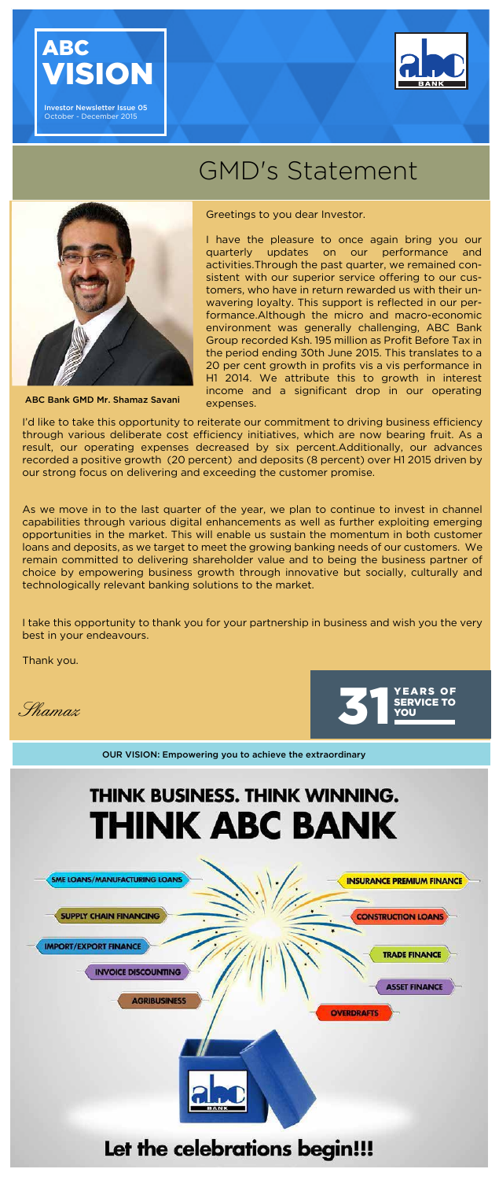# ABC VISION

Investor Newsletter Issue 05
October - December 2015

## GMD's Statement

ABC Bank GMD Mr. Shamaz Savani

Greetings to you dear Investor.

I have the pleasure to once again bring you our quarterly updates on our performance and activities.Through the past quarter, we remained consistent with our superior service offering to our customers, who have in return rewarded us with their unwavering loyalty. This support is reflected in our performance.Although the micro and macro-economic environment was generally challenging, ABC Bank Group recorded Ksh. 195 million as Profit Before Tax in the period ending 30th June 2015. This translates to a 20 per cent growth in profits vis a vis performance in H1 2014. We attribute this to growth in interest income and a significant drop in our operating expenses.

I'd like to take this opportunity to reiterate our commitment to driving business efficiency through various deliberate cost efficiency initiatives, which are now bearing fruit. As a result, our operating expenses decreased by six percent.Additionally, our advances recorded a positive growth (20 percent) and deposits (8 percent) over H1 2015 driven by our strong focus on delivering and exceeding the customer promise.

As we move in to the last quarter of the year, we plan to continue to invest in channel capabilities through various digital enhancements as well as further exploiting emerging opportunities in the market. This will enable us sustain the momentum in both customer loans and deposits, as we target to meet the growing banking needs of our customers. We remain committed to delivering shareholder value and to being the business partner of choice by empowering business growth through innovative but socially, culturally and technologically relevant banking solutions to the market.

I take this opportunity to thank you for your partnership in business and wish you the very best in your endeavours.

Thank you.

*Shamaz*

31 YEARS OF SERVICE TO YOU

OUR VISION: Empowering you to achieve the extraordinary

## THINK BUSINESS. THINK WINNING.
## THINK ABC BANK

- SME LOANS/MANUFACTURING LOANS
- SUPPLY CHAIN FINANCING
- IMPORT/EXPORT FINANCE
- INVOICE DISCOUNTING
- AGRIBUSINESS
- INSURANCE PREMIUM FINANCE
- CONSTRUCTION LOANS
- TRADE FINANCE
- ASSET FINANCE
- OVERDRAFTS

**Let the celebrations begin!!!**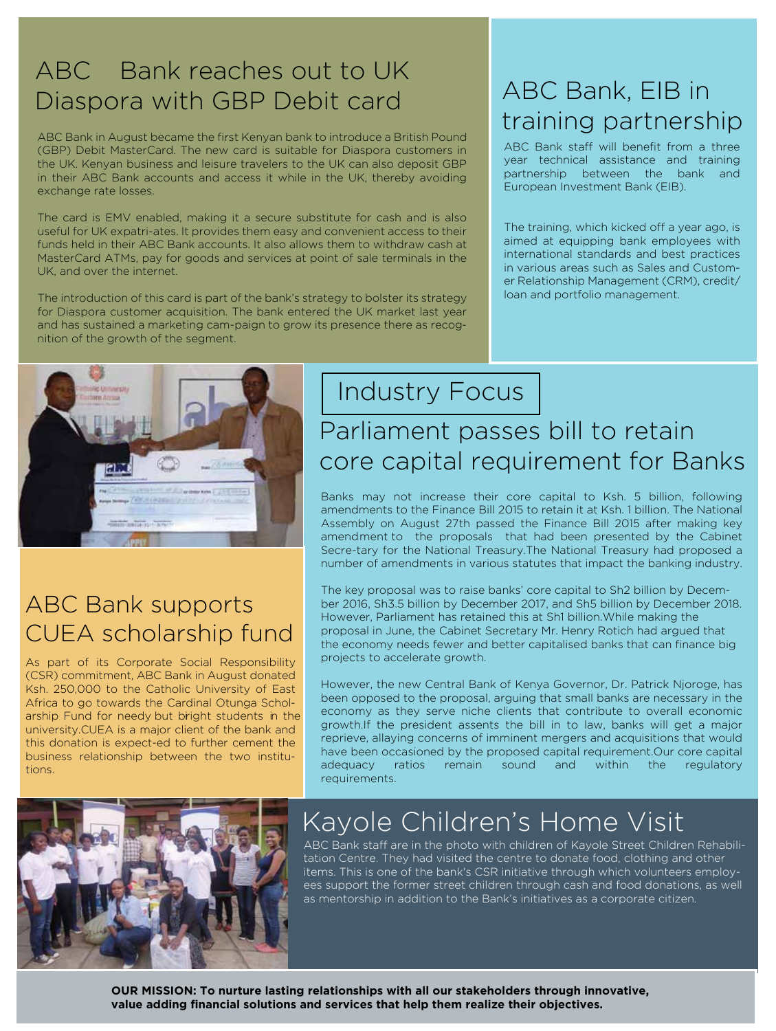## ABC Bank reaches out to UK Diaspora with GBP Debit card

ABC Bank in August became the first Kenyan bank to introduce a British Pound (GBP) Debit MasterCard. The new card is suitable for Diaspora customers in the UK. Kenyan business and leisure travelers to the UK can also deposit GBP in their ABC Bank accounts and access it while in the UK, thereby avoiding exchange rate losses.

The card is EMV enabled, making it a secure substitute for cash and is also useful for UK expatri-ates. It provides them easy and convenient access to their funds held in their ABC Bank accounts. It also allows them to withdraw cash at MasterCard ATMs, pay for goods and services at point of sale terminals in the UK, and over the internet.

The introduction of this card is part of the bank's strategy to bolster its strategy for Diaspora customer acquisition. The bank entered the UK market last year and has sustained a marketing cam-paign to grow its presence there as recog-nition of the growth of the segment.

## ABC Bank, EIB in training partnership

ABC Bank staff will benefit from a three year technical assistance and training partnership between the bank and European Investment Bank (EIB).

The training, which kicked off a year ago, is aimed at equipping bank employees with international standards and best practices in various areas such as Sales and Custom-er Relationship Management (CRM), credit/ loan and portfolio management.

## ABC Bank supports CUEA scholarship fund

As part of its Corporate Social Responsibility (CSR) commitment, ABC Bank in August donated Ksh. 250,000 to the Catholic University of East Africa to go towards the Cardinal Otunga Schol-arship Fund for needy but bright students in the university.CUEA is a major client of the bank and this donation is expect-ed to further cement the business relationship between the two institu-tions.

## Industry Focus

## Parliament passes bill to retain core capital requirement for Banks

Banks may not increase their core capital to Ksh. 5 billion, following amendments to the Finance Bill 2015 to retain it at Ksh. 1 billion. The National Assembly on August 27th passed the Finance Bill 2015 after making key amendment to the proposals that had been presented by the Cabinet Secre-tary for the National Treasury.The National Treasury had proposed a number of amendments in various statutes that impact the banking industry.

The key proposal was to raise banks' core capital to Sh2 billion by Decem-ber 2016, Sh3.5 billion by December 2017, and Sh5 billion by December 2018. However, Parliament has retained this at Sh1 billion.While making the proposal in June, the Cabinet Secretary Mr. Henry Rotich had argued that the economy needs fewer and better capitalised banks that can finance big projects to accelerate growth.

However, the new Central Bank of Kenya Governor, Dr. Patrick Njoroge, has been opposed to the proposal, arguing that small banks are necessary in the economy as they serve niche clients that contribute to overall economic growth.If the president assents the bill in to law, banks will get a major reprieve, allaying concerns of imminent mergers and acquisitions that would have been occasioned by the proposed capital requirement.Our core capital adequacy ratios remain sound and within the regulatory requirements.

## Kayole Children's Home Visit

ABC Bank staff are in the photo with children of Kayole Street Children Rehabili-tation Centre. They had visited the centre to donate food, clothing and other items. This is one of the bank's CSR initiative through which volunteers employ-ees support the former street children through cash and food donations, as well as mentorship in addition to the Bank's initiatives as a corporate citizen.

**OUR MISSION: To nurture lasting relationships with all our stakeholders through innovative, value adding financial solutions and services that help them realize their objectives.**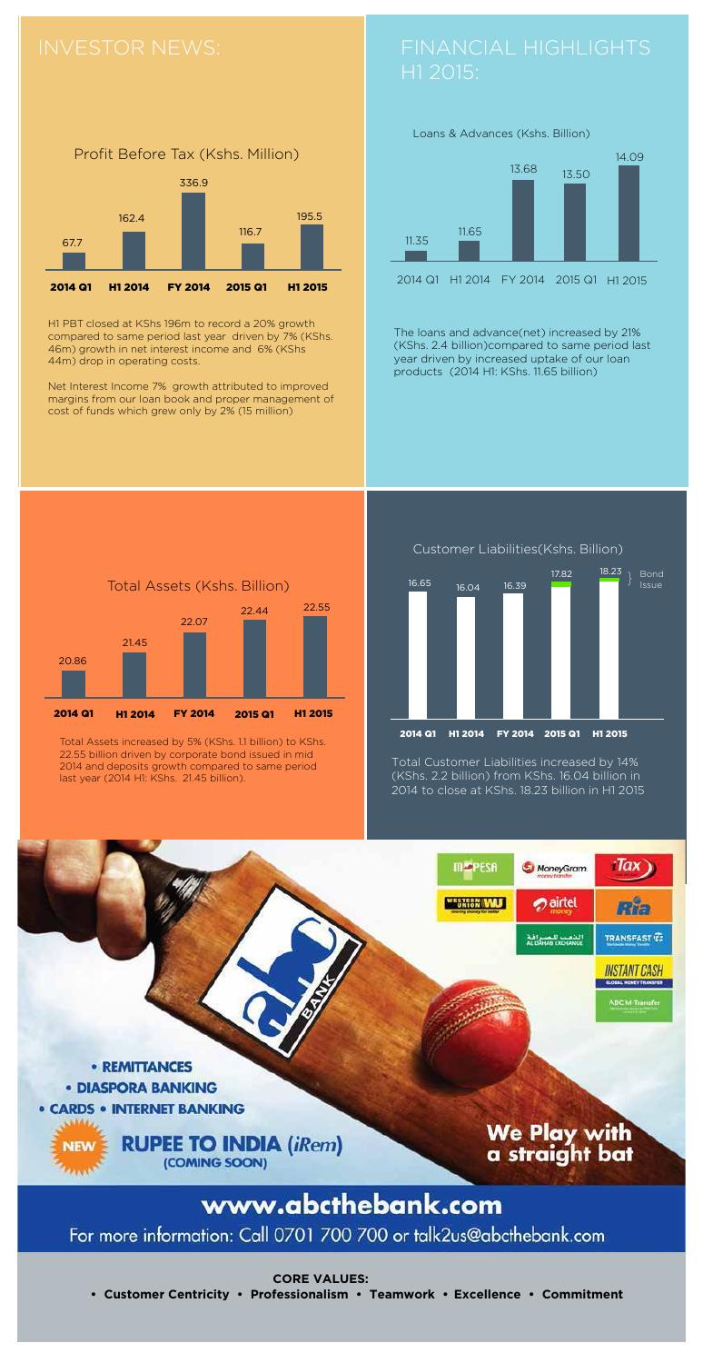## INVESTOR NEWS:

### Profit Before Tax (Kshs. Million)

| 2014 Q1 | H1 2014 | FY 2014 | 2015 Q1 | H1 2015 |
|---|---|---|---|---|
| 67.7 | 162.4 | 336.9 | 116.7 | 195.5 |

H1 PBT closed at KShs 196m to record a 20% growth compared to same period last year driven by 7% (KShs. 46m) growth in net interest income and 6% (KShs 44m) drop in operating costs.

Net Interest Income 7% growth attributed to improved margins from our loan book and proper management of cost of funds which grew only by 2% (15 million)

## FINANCIAL HIGHLIGHTS H1 2015:

### Loans & Advances (Kshs. Billion)

| 2014 Q1 | H1 2014 | FY 2014 | 2015 Q1 | H1 2015 |
|---|---|---|---|---|
| 11.35 | 11.65 | 13.68 | 13.50 | 14.09 |

The loans and advance(net) increased by 21% (KShs. 2.4 billion)compared to same period last year driven by increased uptake of our loan products (2014 H1: KShs. 11.65 billion)

### Total Assets (Kshs. Billion)

| 2014 Q1 | H1 2014 | FY 2014 | 2015 Q1 | H1 2015 |
|---|---|---|---|---|
| 20.86 | 21.45 | 22.07 | 22.44 | 22.55 |

Total Assets increased by 5% (KShs. 1.1 billion) to KShs. 22.55 billion driven by corporate bond issued in mid 2014 and deposits growth compared to same period last year (2014 H1: KShs. 21.45 billion).

### Customer Liabilities(Kshs. Billion)

| 2014 Q1 | H1 2014 | FY 2014 | 2015 Q1 | H1 2015 |
|---|---|---|---|---|
| 16.65 | 16.04 | 16.39 | 17.82 | 18.23 |

Bond Issue

Total Customer Liabilities increased by 14% (KShs. 2.2 billion) from KShs. 16.04 billion in 2014 to close at KShs. 18.23 billion in H1 2015

- REMITTANCES
- DIASPORA BANKING
- CARDS • INTERNET BANKING

NEW **RUPEE TO INDIA (*iRem*)** (COMING SOON)

**We Play with a straight bat**

## www.abcthebank.com

For more information: Call 0701 700 700 or talk2us@abcthebank.com

**CORE VALUES:**

**• Customer Centricity • Professionalism • Teamwork • Excellence • Commitment**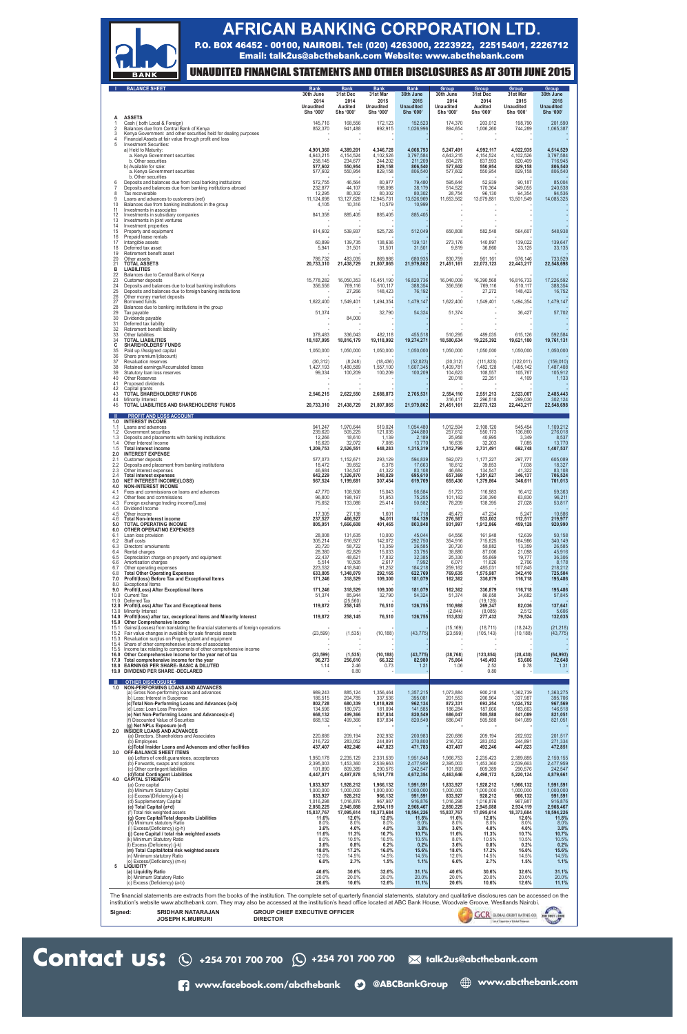# AFRICAN BANKING CORPORATION LTD.

**P.O. BOX 46452 - 00100, NAIROBI. Tel: (020) 4263000, 2223922, 2251540/1, 2226712**
**Email: talk2us@abctheBank.com Website: www.abcthebank.com**

## UNAUDITED FINANCIAL STATEMENTS AND OTHER DISCLOSURES AS AT 30TH JUNE 2015

### I BALANCE SHEET

| | | Bank 30th June 2014 Unaudited Shs '000' | Bank 31st Dec 2014 Audited Shs '000' | Bank 31st Mar 2015 Unaudited Shs '000' | Bank 30th June 2015 Unaudited Shs '000' | Group 30th June 2014 Unaudited Shs '000' | Group 31st Dec 2014 Audited Shs '000' | Group 31st Mar 2015 Unaudited Shs '000' | Group 30th June 2015 Unaudited Shs '000' |
|---|---|---|---|---|---|---|---|---|---|
| **A** | **ASSETS** | | | | | | | | |
| 1 | Cash ( both Local & Foreign) | 145,716 | 168,556 | 172,123 | 152,523 | 174,370 | 203,012 | 198,790 | 201,590 |
| 2 | Balances due from Central Bank of Kenya | 852,370 | 941,488 | 692,915 | 1,026,996 | 894,654 | 1,006,260 | 744,289 | 1,065,387 |
| 3 | Kenya Government and other securities held for dealing purposes | - | - | - | - | - | - | - | - |
| 4 | Financial Assets at fair value through profit and loss | - | - | - | - | - | - | - | - |
| 5 | Investment Securities: | | | | | | | | |
| | a) Held to Maturity: | 4,901,360 | 4,389,201 | 4,346,728 | 4,008,793 | 5,247,491 | 4,992,117 | 4,922,935 | 4,514,529 |
| | a. Kenya Government securities | 4,643,215 | 4,154,524 | 4,102,526 | 3,797,584 | 4,643,215 | 4,154,524 | 4,102,526 | 3,797,584 |
| | b. Other securities | 258,145 | 234,677 | 244,202 | 211,209 | 604,276 | 837,593 | 820,409 | 716,945 |
| | b) Available for sale: | 577,602 | 550,954 | 829,158 | 806,540 | 577,602 | 550,954 | 829,158 | 806,540 |
| | a. Kenya Government securities | 577,602 | 550,954 | 829,158 | 806,540 | 577,602 | 550,954 | 829,158 | 806,540 |
| | b. Other securities | - | - | - | - | - | - | - | - |
| 6 | Deposits and balances due from local banking institutions | 572,755 | 46,564 | 80,977 | 79,480 | 595,644 | 52,939 | 90,187 | 85,004 |
| 7 | Deposits and balances due from banking institutions abroad | 232,877 | 44,107 | 198,098 | 38,179 | 514,522 | 170,364 | 349,055 | 240,538 |
| 8 | Tax recoverable | 12,295 | 80,302 | 80,302 | 80,302 | 28,754 | 96,130 | 94,354 | 94,536 |
| 9 | Loans and advances to customers (net) | 11,124,698 | 13,127,028 | 12,945,731 | 13,526,969 | 11,653,562 | 13,679,881 | 13,501,549 | 14,085,325 |
| 10 | Balances due from banking institutions in the group | 4,105 | 10,316 | 10,579 | 10,999 | - | - | - | - |
| 11 | Investments in associates | - | - | - | - | - | - | - | - |
| 12 | Investments in subsidiary companies | 841,358 | 885,405 | 885,405 | 885,405 | - | - | - | - |
| 13 | Investments in joint ventures | - | - | - | - | - | - | - | - |
| 14 | Investment properties | - | - | - | - | - | - | - | - |
| 15 | Property and equipment | 614,602 | 539,937 | 525,726 | 512,049 | 650,808 | 582,548 | 564,607 | 548,938 |
| 16 | Prepaid lease rentals | - | - | - | - | - | - | - | - |
| 17 | Intangible assets | 60,899 | 139,735 | 138,636 | 139,131 | 273,176 | 140,897 | 139,022 | 139,647 |
| 18 | Deferred tax asset | 5,941 | 31,501 | 31,501 | 31,501 | 9,819 | 36,860 | 33,125 | 33,125 |
| 19 | Retirement benefit asset | - | - | - | - | - | - | - | - |
| 20 | Other assets | 786,732 | 483,035 | 869,986 | 680,935 | 830,759 | 561,161 | 976,146 | 733,529 |
| 21 | **TOTAL ASSETS** | **20,733,310** | **21,438,729** | **21,807,865** | **21,979,802** | **21,451,161** | **22,073,123** | **22,443,217** | **22,548,698** |
| **B** | **LIABILITIES** | | | | | | | | |
| 22 | Balances due to Central Bank of Kenya | - | - | - | - | - | - | - | - |
| 23 | Customer deposits | 15,778,282 | 16,050,353 | 16,451,190 | 16,820,736 | 16,040,009 | 16,390,568 | 16,816,733 | 17,226,562 |
| 24 | Deposits and balances due to local banking institutions | 356,556 | 769,116 | 510,117 | 388,354 | 356,556 | 769,116 | 510,117 | 388,354 |
| 25 | Deposits and balances due to foreign banking institutions | - | 27,266 | 148,423 | 76,192 | - | 27,272 | 148,423 | 16,752 |
| 26 | Other money market deposits | - | - | - | - | - | - | - | - |
| 27 | Borrowed funds | 1,622,400 | 1,549,401 | 1,494,354 | 1,479,147 | 1,622,400 | 1,549,401 | 1,494,354 | 1,479,147 |
| 28 | Balances due to banking institutions in the group | - | - | - | - | - | - | - | - |
| 29 | Tax payable | 51,374 | - | 32,790 | 54,324 | 51,374 | - | 36,427 | 57,702 |
| 30 | Dividends payable | - | 84,000 | - | - | - | - | - | - |
| 31 | Deferred tax liability | - | - | - | - | - | - | - | - |
| 32 | Retirement benefit liability | - | - | - | - | - | - | - | - |
| 33 | Other liabilities | 378,483 | 336,043 | 482,118 | 455,518 | 510,295 | 489,035 | 615,126 | 592,584 |
| 34 | **TOTAL LIABILITIES** | **18,187,095** | **18,816,179** | **19,118,992** | **19,274,271** | **18,580,634** | **19,225,392** | **19,621,180** | **19,761,131** |
| **C** | **SHAREHOLDERS' FUNDS** | | | | | | | | |
| 35 | Paid up /Assigned capital | 1,050,000 | 1,050,000 | 1,050,000 | 1,050,000 | 1,050,000 | 1,050,000 | 1,050,000 | 1,050,000 |
| 36 | Share premium/(discount) | - | - | - | - | - | - | - | - |
| 37 | Revaluation reserves | (30,312) | (8,248) | (18,436) | (52,023) | (30,312) | (111,823) | (122,011) | (159,010) |
| 38 | Retained earnings/Accumulated losses | 1,427,193 | 1,480,589 | 1,557,100 | 1,607,345 | 1,409,781 | 1,482,128 | 1,485,142 | 1,487,408 |
| 39 | Statutory loan loss reserves | 99,334 | 100,209 | 100,209 | 100,209 | 104,623 | 108,557 | 105,767 | 105,912 |
| 40 | Other Reserves | - | - | - | - | 20,018 | 22,351 | 4,109 | 1,133 |
| 41 | Proposed dividends | - | - | - | - | - | - | - | - |
| 42 | Capital grants | - | - | - | - | - | - | - | - |
| 43 | **TOTAL SHAREHOLDERS' FUNDS** | **2,546,215** | **2,622,550** | **2,688,873** | **2,705,531** | **2,554,110** | **2,551,213** | **2,523,007** | **2,485,443** |
| 44 | Minority Interest | - | - | - | - | 316,417 | 296,518 | 299,030 | 302,124 |
| 45 | **TOTAL LIABILITIES AND SHAREHOLDERS' FUNDS** | **20,733,310** | **21,438,729** | **21,807,865** | **21,979,802** | **21,451,161** | **22,073,123** | **22,443,217** | **22,548,698** |

### II PROFIT AND LOSS ACCOUNT

| | | Bank 30th June 2014 | Bank 31st Dec 2014 | Bank 31st Mar 2015 | Bank 30th June 2015 | Group 30th June 2014 | Group 31st Dec 2014 | Group 31st Mar 2015 | Group 30th June 2015 |
|---|---|---|---|---|---|---|---|---|---|
| **1.0** | **INTEREST INCOME** | | | | | | | | |
| 1.1 | Loans and advances | 941,247 | 1,970,644 | 519,024 | 1,054,480 | 1,012,594 | 2,108,120 | 545,454 | 1,109,212 |
| 1.2 | Government securities | 239,620 | 505,225 | 121,035 | 244,880 | 257,612 | 550,173 | 136,860 | 276,018 |
| 1.3 | Deposits and placements with banking institutions | 12,266 | 18,610 | 1,139 | 2,189 | 25,958 | 40,995 | 3,349 | 8,537 |
| 1.4 | Other Interest Income | 16,620 | 32,072 | 7,085 | 13,770 | 16,635 | 32,203 | 7,085 | 13,770 |
| 1.5 | **Total interest income** | **1,209,753** | **2,526,551** | **648,283** | **1,315,319** | **1,312,799** | **2,731,491** | **692,748** | **1,407,537** |
| **2.0** | **INTEREST EXPENSE** | | | | | | | | |
| 2.1 | Customer deposits | 577,073 | 1,152,671 | 293,129 | 594,839 | 592,073 | 1,177,227 | 297,777 | 605,089 |
| 2.2 | Deposits and placement from banking institutions | 18,472 | 39,652 | 6,378 | 17,663 | 18,612 | 39,853 | 7,038 | 18,327 |
| 2.3 | Other interest expenses | 46,684 | 134,547 | 41,322 | 83,108 | 46,684 | 134,547 | 41,322 | 83,108 |
| 2.4 | **Total interest expenses** | **642,229** | **1,326,870** | **340,829** | **695,610** | **657,369** | **1,351,627** | **346,137** | **706,524** |
| 3.0 | **NET INTEREST INCOME/(LOSS)** | **567,524** | **1,199,681** | **307,454** | **619,709** | **655,430** | **1,379,864** | **346,611** | **701,013** |
| **4.0** | **NON-INTEREST INCOME** | | | | | | | | |
| 4.1 | Fees and commissions on loans and advances | 47,770 | 108,506 | 15,043 | 56,584 | 51,723 | 116,983 | 16,412 | 59,363 |
| 4.2 | Other fees and commissions | 96,800 | 198,197 | 51,953 | 75,255 | 101,162 | 230,390 | 63,830 | 96,211 |
| 4.3 | Foreign exchange trading income/(Loss) | 75,652 | 133,086 | 25,414 | 50,582 | 78,209 | 138,395 | 27,028 | 53,817 |
| 4.4 | Dividend Income | - | - | - | - | - | - | - | - |
| 4.5 | Other income | 17,305 | 27,138 | 1,601 | 1,718 | 45,473 | 47,234 | 5,247 | 10,586 |
| 4.6 | **Total Non-interest income** | **237,527** | **466,927** | **94,011** | **184,139** | **276,567** | **533,002** | **112,517** | **219,977** |
| 5.0 | **TOTAL OPERATING INCOME** | **805,051** | **1,666,608** | **401,465** | **803,848** | **931,997** | **1,912,866** | **459,128** | **920,990** |
| **6.0** | **OTHER OPERATING EXPENSES** | | | | | | | | |
| 6.1 | Loan loss provision | 28,008 | 131,635 | 10,000 | 45,044 | 64,556 | 161,948 | 12,639 | 50,158 |
| 6.2 | Staff costs | 305,214 | 616,927 | 142,072 | 292,750 | 354,916 | 715,825 | 164,986 | 340,149 |
| 6.3 | Directors' emoluments | 20,720 | 58,722 | 13,359 | 26,585 | 20,720 | 58,882 | 13,359 | 26,585 |
| 6.4 | Rental charges | 28,380 | 62,829 | 15,033 | 33,795 | 38,880 | 87,006 | 21,098 | 45,916 |
| 6.5 | Depreciation charge on property and equipment | 22,437 | 48,621 | 17,832 | 32,385 | 25,330 | 55,669 | 19,777 | 36,306 |
| 6.6 | Amortisation charges | 5,514 | 10,505 | 2,617 | 7,992 | 6,071 | 11,626 | 2,706 | 8,178 |
| 6.7 | Other operating expenses | 223,532 | 418,840 | 91,252 | 184,218 | 259,162 | 485,031 | 107,845 | 218,212 |
| 6.8 | **Total Other Operating Expenses** | **633,805** | **1,348,079** | **292,165** | **622,769** | **769,635** | **1,575,987** | **342,410** | **725,504** |
| 7.0 | **Profit/(Loss) Before Tax and Exceptional Items** | **171,246** | **318,529** | **109,300** | **181,079** | **162,362** | **336,879** | **116,718** | **195,486** |
| 8.0 | Exceptional Items | - | - | - | - | - | - | - | - |
| 9.0 | **Profit/(Loss) After Exceptional Items** | **171,246** | **318,529** | **109,300** | **181,079** | **162,362** | **336,879** | **116,718** | **195,486** |
| 10.0 | Current Tax | 51,374 | 85,944 | 32,790 | 54,324 | 51,374 | 86,658 | 34,682 | 57,845 |
| 11.0 | Deferred Tax | - | (25,560) | - | - | - | (19,126) | - | - |
| 12.0 | **Profit/(Loss) After Tax and Exceptional Items** | **119,872** | **258,145** | **76,510** | **126,755** | **110,988** | **269,347** | **82,036** | **137,641** |
| 13.0 | Minority Interest | - | - | - | - | (2,844) | (8,085) | 2,512 | 5,606 |
| 14.0 | **Profit/(loss) after tax, exceptional items and Minority Interest** | **119,872** | **258,145** | **76,510** | **126,755** | **113,832** | **277,432** | **79,524** | **132,035** |
| **15.0** | **Other Comprehensive Income** | | | | | | | | |
| 15.1 | Gains/(Losses) from translating the financial statements of foreign operations | - | - | - | - | (15,169) | (18,711) | (18,242) | (21,218) |
| 15.2 | Fair value changes in available for sale financial assets | (23,599) | (1,535) | (10,188) | (43,775) | (23,599) | (105,143) | (10,188) | (43,775) |
| 15.3 | Revaluation surplus on Property,plant and equipment | - | - | - | - | - | - | - | - |
| 15.4 | Share of other comprehensive income of associates | - | - | - | - | - | - | - | - |
| 15.5 | Income tax relating to components of other comprehensive income | - | - | - | - | - | - | - | - |
| 16.0 | **Other Comprehensive Income for the year net of tax** | **(23,599)** | **(1,535)** | **(10,188)** | **(43,775)** | **(38,768)** | **(123,854)** | **(28,430)** | **(64,993)** |
| 17.0 | **Total comprehensive income for the year** | **96,273** | **256,610** | **66,322** | **82,980** | **75,064** | **145,493** | **53,606** | **72,648** |
| 18.0 | **EARNINGS PER SHARE- BASIC & DILUTED** | **1.14** | **2.46** | **0.73** | **1.21** | **1.06** | **2.52** | **0.78** | **1.31** |
| 19.0 | **DIVIDEND PER SHARE -DECLARED** | - | **0.80** | - | - | - | **0.80** | - | - |

### III OTHER DISCLOSURES

| | | Bank 30th June 2014 | Bank 31st Dec 2014 | Bank 31st Mar 2015 | Bank 30th June 2015 | Group 30th June 2014 | Group 31st Dec 2014 | Group 31st Mar 2015 | Group 30th June 2015 |
|---|---|---|---|---|---|---|---|---|---|
| **1.0** | **NON-PERFORMING LOANS AND ADVANCES** | | | | | | | | |
| | (a) Gross Non-performing loans and advances | 989,243 | 885,124 | 1,356,464 | 1,357,215 | 1,073,884 | 900,218 | 1,362,739 | 1,363,275 |
| | (b) Less: Interest in Suspense | 186,515 | 204,785 | 337,536 | 395,081 | 201,553 | 206,964 | 337,987 | 395,706 |
| | **(c)Total Non-Performing Loans and Advances (a-b)** | **802,728** | **680,339** | **1,018,928** | **962,134** | **872,331** | **693,254** | **1,024,752** | **967,569** |
| | (d) Less: Loan Loss Provision | 134,596 | 180,973 | 181,094 | 141,585 | 186,284 | 187,666 | 183,663 | 146,518 |
| | **(e) Net Non-Performing Loans and Advances(c-d)** | **668,132** | **499,366** | **837,834** | **820,549** | **686,047** | **505,588** | **841,089** | **821,051** |
| | (f) Discounted Value of Securities | 668,132 | 499,366 | 837,834 | 820,549 | 686,047 | 505,588 | 841,089 | 821,051 |
| | **(g) Net NPLs Exposure (e-f)** | - | - | - | - | - | - | - | - |
| **2.0** | **INSIDER LOANS AND ADVANCES** | | | | | | | | |
| | (a) Directors, Shareholders and Associates | 220,686 | 209,194 | 202,932 | 200,983 | 220,686 | 209,194 | 202,932 | 201,517 |
| | (b) Employees | 216,722 | 283,052 | 244,891 | 270,800 | 216,722 | 283,052 | 244,891 | 271,334 |
| | **(c)Total Insider Loans and Advances and other facilities** | **437,407** | **492,246** | **447,823** | **471,783** | **437,407** | **492,246** | **447,823** | **472,851** |
| **3.0** | **OFF-BALANCE SHEET ITEMS** | | | | | | | | |
| | (a) Letters of credit,guarantees, acceptances | 1,950,178 | 2,235,129 | 2,331,539 | 1,951,848 | 1,966,753 | 2,235,423 | 2,389,885 | 2,159,155 |
| | (b) Forwards, swaps and options | 2,395,003 | 1,453,360 | 2,539,663 | 2,477,959 | 2,395,003 | 1,453,360 | 2,539,663 | 2,477,959 |
| | (c) Other contingent liabilities | 101,890 | 809,389 | 290,576 | 242,547 | 101,890 | 809,389 | 290,576 | 242,547 |
| | **(d)Total Contingent Liabilities** | **4,447,071** | **4,497,878** | **5,161,778** | **4,672,354** | **4,463,646** | **4,498,172** | **5,220,124** | **4,879,661** |
| **4.0** | **CAPITAL STRENGTH** | | | | | | | | |
| | (a) Core capital | 1,833,927 | 1,928,212 | 1,966,132 | 1,991,591 | 1,833,927 | 1,928,212 | 1,966,132 | 1,991,591 |
| | (b) Minimum Statutory Capital | 1,000,000 | 1,000,000 | 1,000,000 | 1,000,000 | 1,000,000 | 1,000,000 | 1,000,000 | 1,000,000 |
| | (c) Excess/(Dificiency)(a-b) | 833,927 | 928,212 | 966,132 | 991,591 | 833,927 | 928,212 | 966,132 | 991,591 |
| | (d) Supplementary Capital | 1,016,298 | 1,016,876 | 967,987 | 916,876 | 1,016,298 | 1,016,876 | 967,987 | 916,876 |
| | **(e) Total Capital (a+d)** | **2,850,225** | **2,945,088** | **2,934,119** | **2,908,467** | **2,850,225** | **2,945,088** | **2,934,119** | **2,908,467** |
| | (f) Total risk weighted assets | 15,837,767 | 17,095,614 | 18,373,684 | 18,594,226 | 15,837,767 | 17,095,614 | 18,373,684 | 18,594,226 |
| | **(g) Core Capital/Total deposits Liabilities** | **11.6%** | **12.0%** | **12.0%** | **11.8%** | **11.6%** | **12.0%** | **12.0%** | **11.8%** |
| | (h) Minimum statutory Ratio | 8.0% | 8.0% | 8.0% | 8.0% | 8.0% | 8.0% | 8.0% | 8.0% |
| | (i) Excess/(Deficiency) (g-h) | 3.6% | 4.0% | 4.0% | 3.8% | 3.6% | 4.0% | 4.0% | 3.8% |
| | **(j) Core Capital / total risk weighted assets** | **11.6%** | **11.3%** | **10.7%** | **10.7%** | **11.6%** | **11.3%** | **10.7%** | **10.7%** |
| | (k) Minimum Statutory Ratio | 8.0% | 10.5% | 10.5% | 10.5% | 8.0% | 10.5% | 10.5% | 10.5% |
| | (l) Excess (Deficiency) (j-k) | 3.6% | 0.8% | 0.2% | 0.2% | 3.6% | 0.8% | 0.2% | 0.2% |
| | **(m) Total Capital/total risk weighted assets** | **18.0%** | **17.2%** | **16.0%** | **15.6%** | **18.0%** | **17.2%** | **16.0%** | **15.6%** |
| | (n) Minimum statutory Ratio | 12.0% | 14.5% | 14.5% | 14.5% | 12.0% | 14.5% | 14.5% | 14.5% |
| | (o) Excess/(Deficiency) (m-n) | 6.0% | 2.7% | 1.5% | 1.1% | 6.0% | 2.7% | 1.5% | 1.1% |
| **5** | **LIQUIDITY** | | | | | | | | |
| | **(a) Liquidity Ratio** | **40.6%** | **30.6%** | **32.6%** | **31.1%** | **40.6%** | **30.6%** | **32.6%** | **31.1%** |
| | (b) Minimum Statutory Ratio | 20.0% | 20.0% | 20.0% | 20.0% | 20.0% | 20.0% | 20.0% | 20.0% |
| | (c) Excess (Deficiency) (a-b) | 20.6% | 10.6% | 12.6% | 11.1% | 20.6% | 10.6% | 12.6% | 11.1% |

The financial statements are extracts from the books of the institution. The complete set of quarterly financial statements, statutory and qualitative disclosures can be accessed on the institution's website www.abcthebank.com. They may also be accessed at the institution's head office located at ABC Bank House, Woodvale Groove, Westlands Nairobi.

**Signed:** **SRIDHAR NATARAJAN** — **GROUP CHIEF EXECUTIVE OFFICER**
**JOSEPH K.MUIRURI** — **DIRECTOR**

GCR GLOBAL CREDIT RATING CO. Local Expertise • Global Presence

# Contact us: +254 701 700 700 | +254 701 700 700 | talk2us@abcthebank.com

www.facebook.com/abcthebank | @ABCBankGroup | www.abcthebank.com